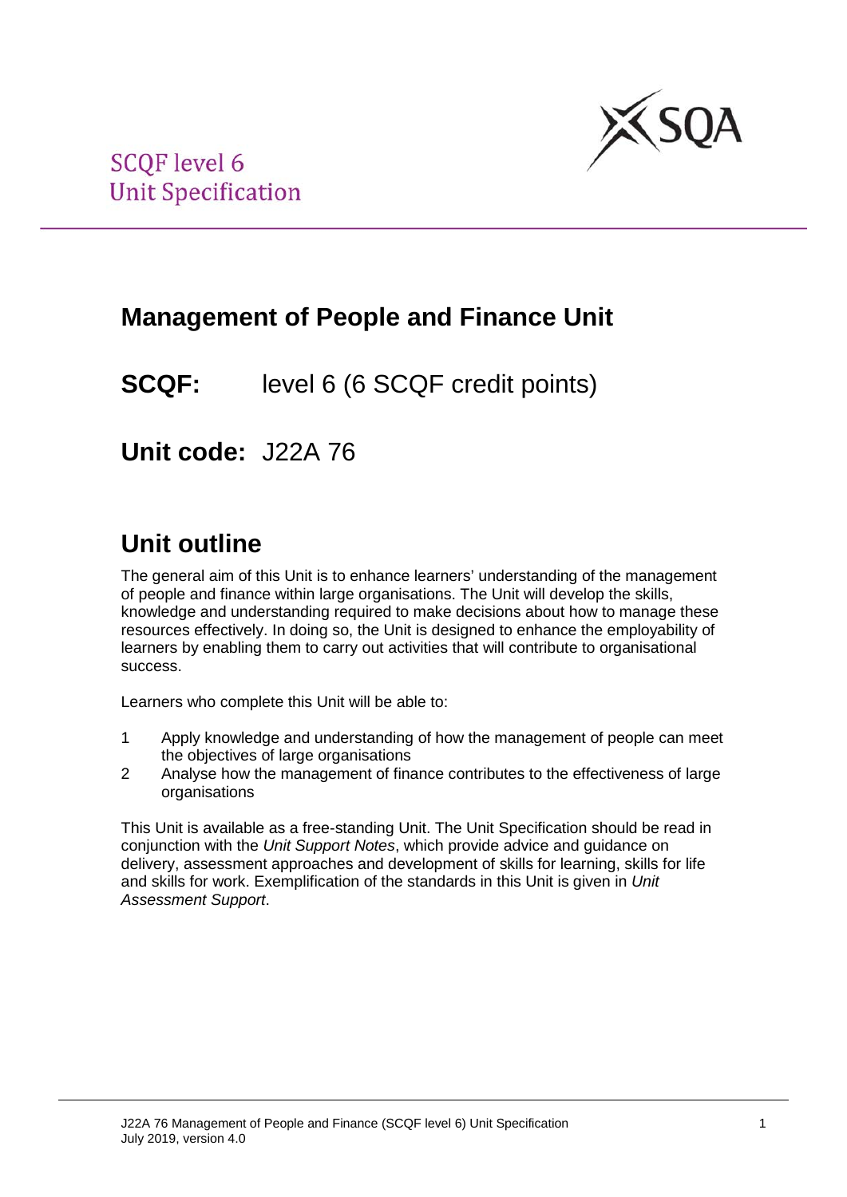SCQF level 6
Unit Specification

# Management of People and Finance Unit

**SCQF:** level 6 (6 SCQF credit points)

**Unit code:** J22A 76

## Unit outline

The general aim of this Unit is to enhance learners' understanding of the management of people and finance within large organisations. The Unit will develop the skills, knowledge and understanding required to make decisions about how to manage these resources effectively. In doing so, the Unit is designed to enhance the employability of learners by enabling them to carry out activities that will contribute to organisational success.

Learners who complete this Unit will be able to:

1. Apply knowledge and understanding of how the management of people can meet the objectives of large organisations
2. Analyse how the management of finance contributes to the effectiveness of large organisations

This Unit is available as a free-standing Unit. The Unit Specification should be read in conjunction with the *Unit Support Notes*, which provide advice and guidance on delivery, assessment approaches and development of skills for learning, skills for life and skills for work. Exemplification of the standards in this Unit is given in *Unit Assessment Support*.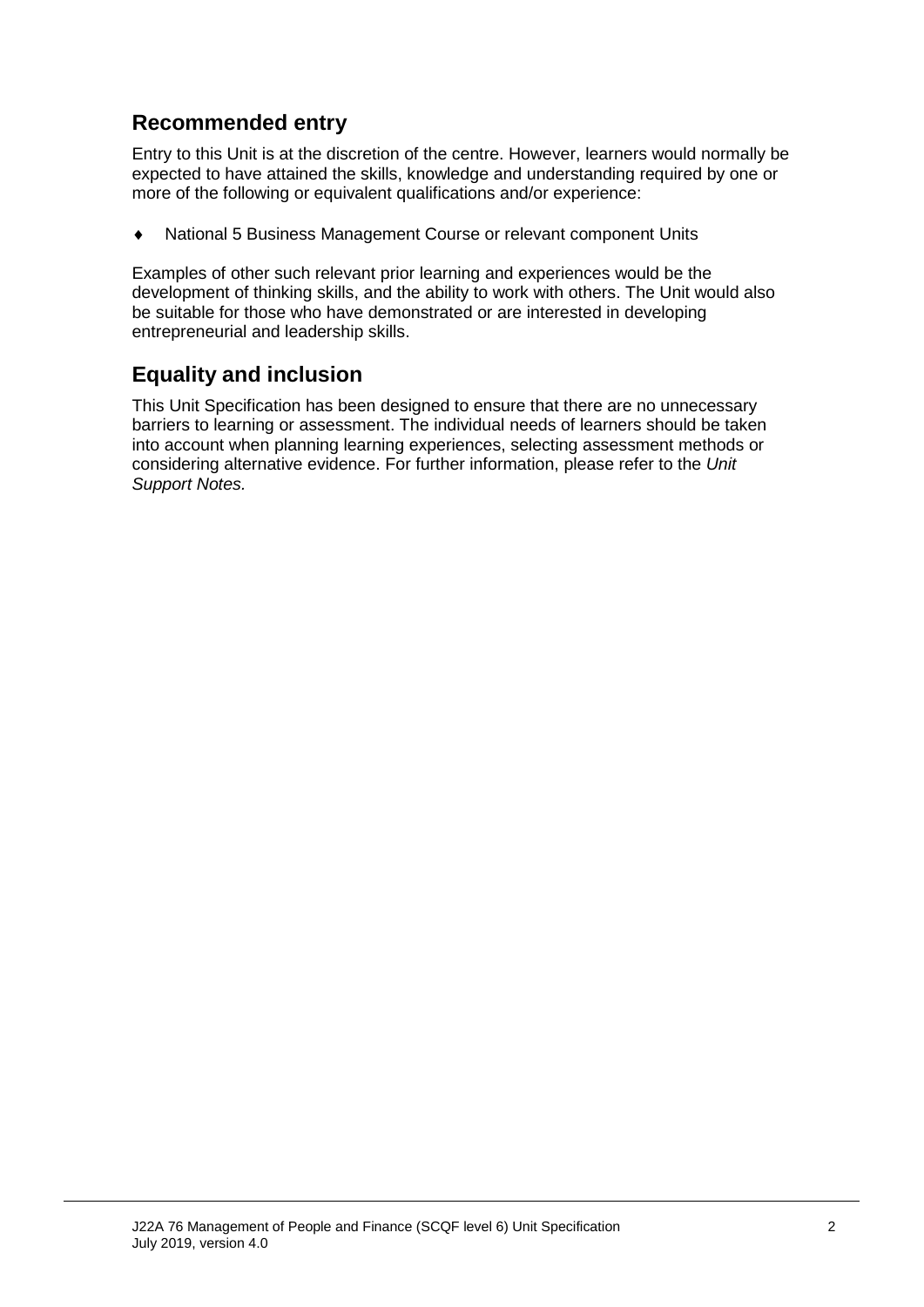## Recommended entry

Entry to this Unit is at the discretion of the centre. However, learners would normally be expected to have attained the skills, knowledge and understanding required by one or more of the following or equivalent qualifications and/or experience:

- National 5 Business Management Course or relevant component Units

Examples of other such relevant prior learning and experiences would be the development of thinking skills, and the ability to work with others. The Unit would also be suitable for those who have demonstrated or are interested in developing entrepreneurial and leadership skills.

## Equality and inclusion

This Unit Specification has been designed to ensure that there are no unnecessary barriers to learning or assessment. The individual needs of learners should be taken into account when planning learning experiences, selecting assessment methods or considering alternative evidence. For further information, please refer to the *Unit Support Notes.*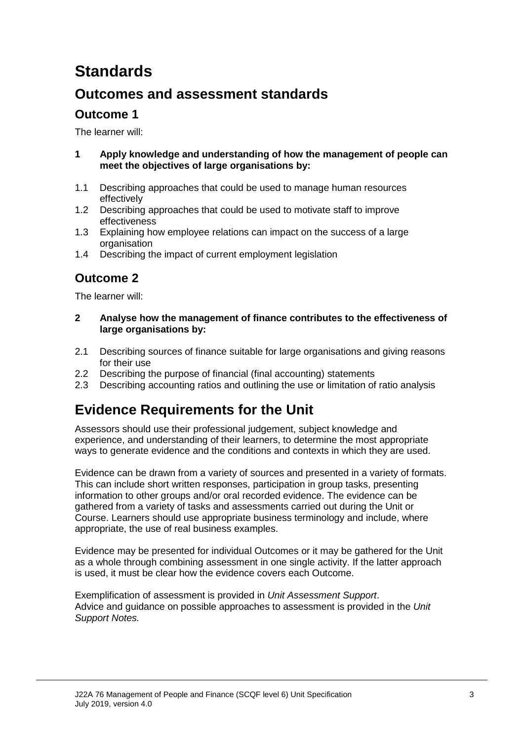# Standards

## Outcomes and assessment standards

### Outcome 1

The learner will:

**1 Apply knowledge and understanding of how the management of people can meet the objectives of large organisations by:**

1.1 Describing approaches that could be used to manage human resources effectively
1.2 Describing approaches that could be used to motivate staff to improve effectiveness
1.3 Explaining how employee relations can impact on the success of a large organisation
1.4 Describing the impact of current employment legislation

### Outcome 2

The learner will:

**2 Analyse how the management of finance contributes to the effectiveness of large organisations by:**

2.1 Describing sources of finance suitable for large organisations and giving reasons for their use
2.2 Describing the purpose of financial (final accounting) statements
2.3 Describing accounting ratios and outlining the use or limitation of ratio analysis

## Evidence Requirements for the Unit

Assessors should use their professional judgement, subject knowledge and experience, and understanding of their learners, to determine the most appropriate ways to generate evidence and the conditions and contexts in which they are used.

Evidence can be drawn from a variety of sources and presented in a variety of formats. This can include short written responses, participation in group tasks, presenting information to other groups and/or oral recorded evidence. The evidence can be gathered from a variety of tasks and assessments carried out during the Unit or Course. Learners should use appropriate business terminology and include, where appropriate, the use of real business examples.

Evidence may be presented for individual Outcomes or it may be gathered for the Unit as a whole through combining assessment in one single activity. If the latter approach is used, it must be clear how the evidence covers each Outcome.

Exemplification of assessment is provided in *Unit Assessment Support*.
Advice and guidance on possible approaches to assessment is provided in the *Unit Support Notes.*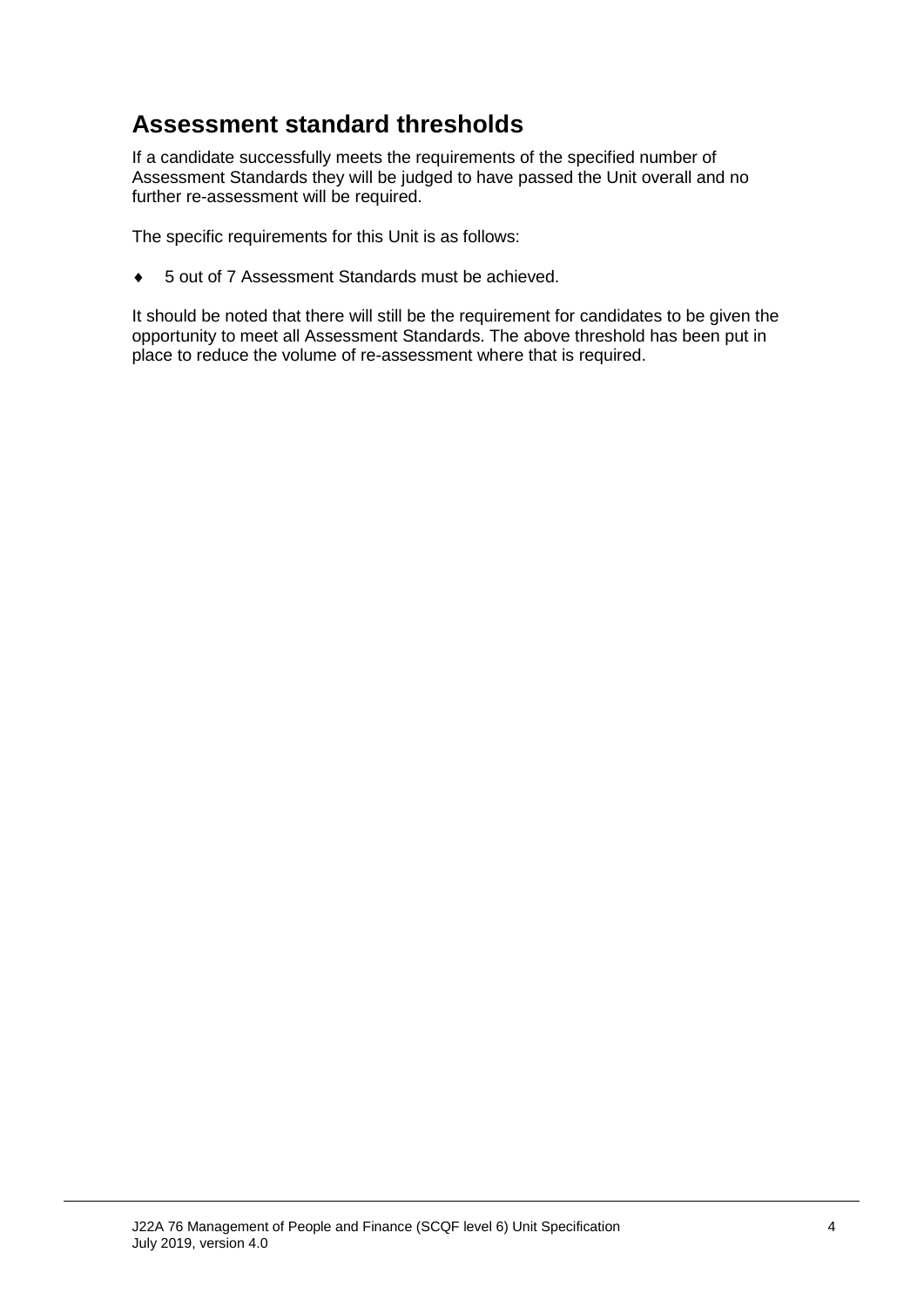## Assessment standard thresholds

If a candidate successfully meets the requirements of the specified number of Assessment Standards they will be judged to have passed the Unit overall and no further re-assessment will be required.

The specific requirements for this Unit is as follows:

- 5 out of 7 Assessment Standards must be achieved.

It should be noted that there will still be the requirement for candidates to be given the opportunity to meet all Assessment Standards. The above threshold has been put in place to reduce the volume of re-assessment where that is required.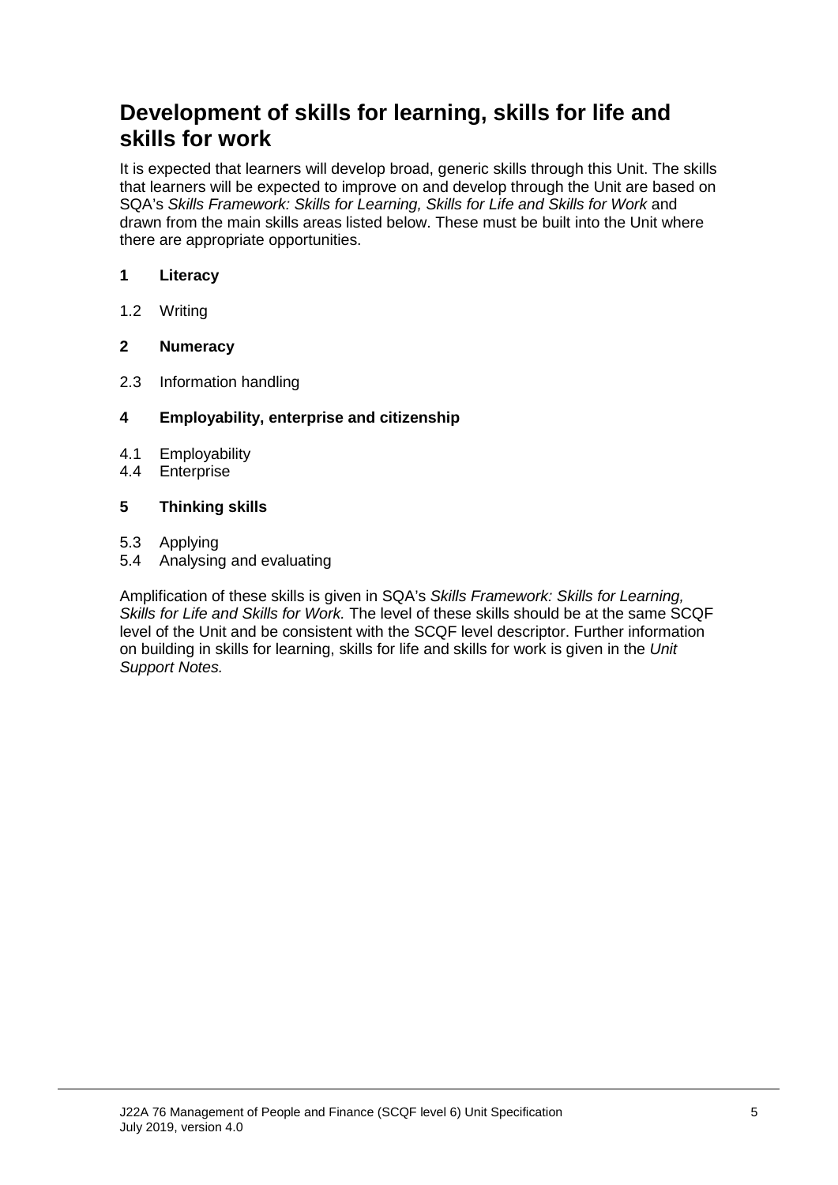## Development of skills for learning, skills for life and skills for work

It is expected that learners will develop broad, generic skills through this Unit. The skills that learners will be expected to improve on and develop through the Unit are based on SQA's *Skills Framework: Skills for Learning, Skills for Life and Skills for Work* and drawn from the main skills areas listed below. These must be built into the Unit where there are appropriate opportunities.

**1 Literacy**

1.2 Writing

**2 Numeracy**

2.3 Information handling

**4 Employability, enterprise and citizenship**

4.1 Employability
4.4 Enterprise

**5 Thinking skills**

5.3 Applying
5.4 Analysing and evaluating

Amplification of these skills is given in SQA's *Skills Framework: Skills for Learning, Skills for Life and Skills for Work.* The level of these skills should be at the same SCQF level of the Unit and be consistent with the SCQF level descriptor. Further information on building in skills for learning, skills for life and skills for work is given in the *Unit Support Notes.*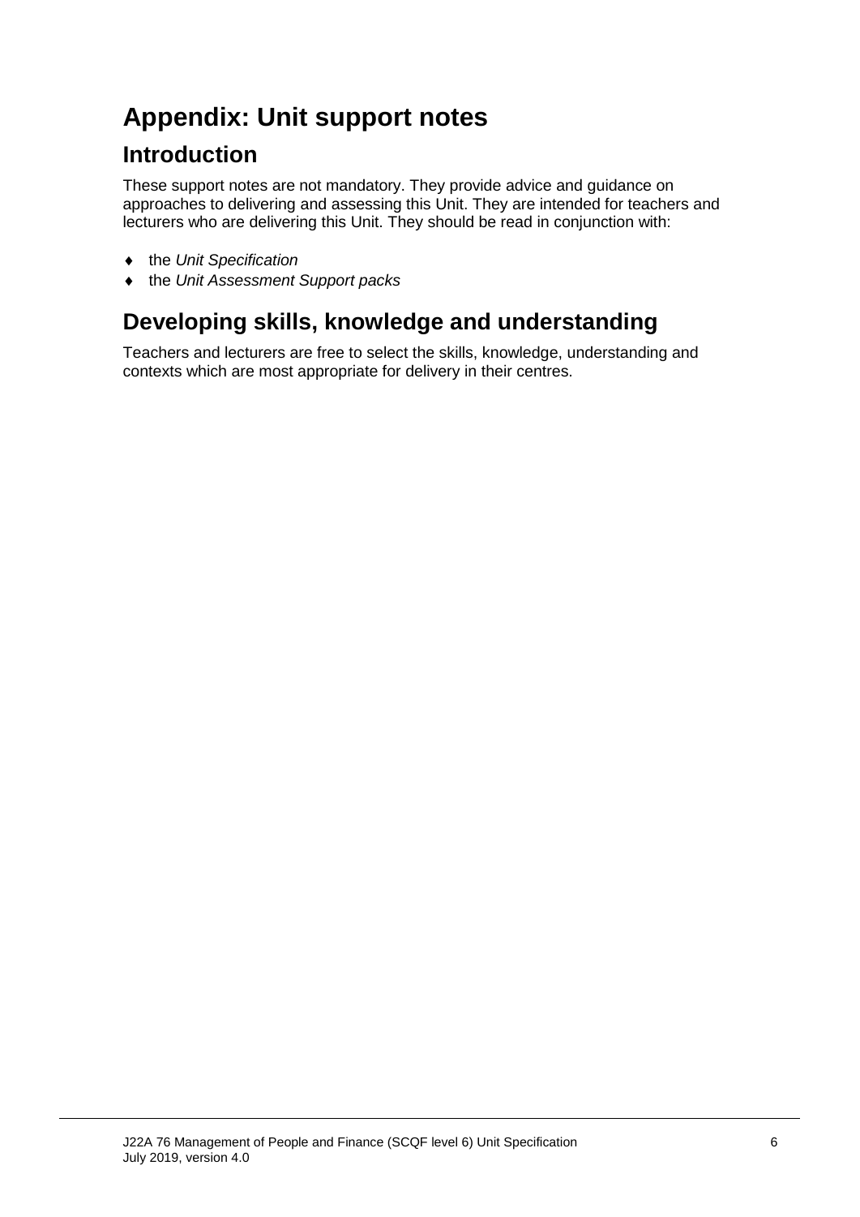# Appendix: Unit support notes

## Introduction

These support notes are not mandatory. They provide advice and guidance on approaches to delivering and assessing this Unit. They are intended for teachers and lecturers who are delivering this Unit. They should be read in conjunction with:

- the *Unit Specification*
- the *Unit Assessment Support packs*

## Developing skills, knowledge and understanding

Teachers and lecturers are free to select the skills, knowledge, understanding and contexts which are most appropriate for delivery in their centres.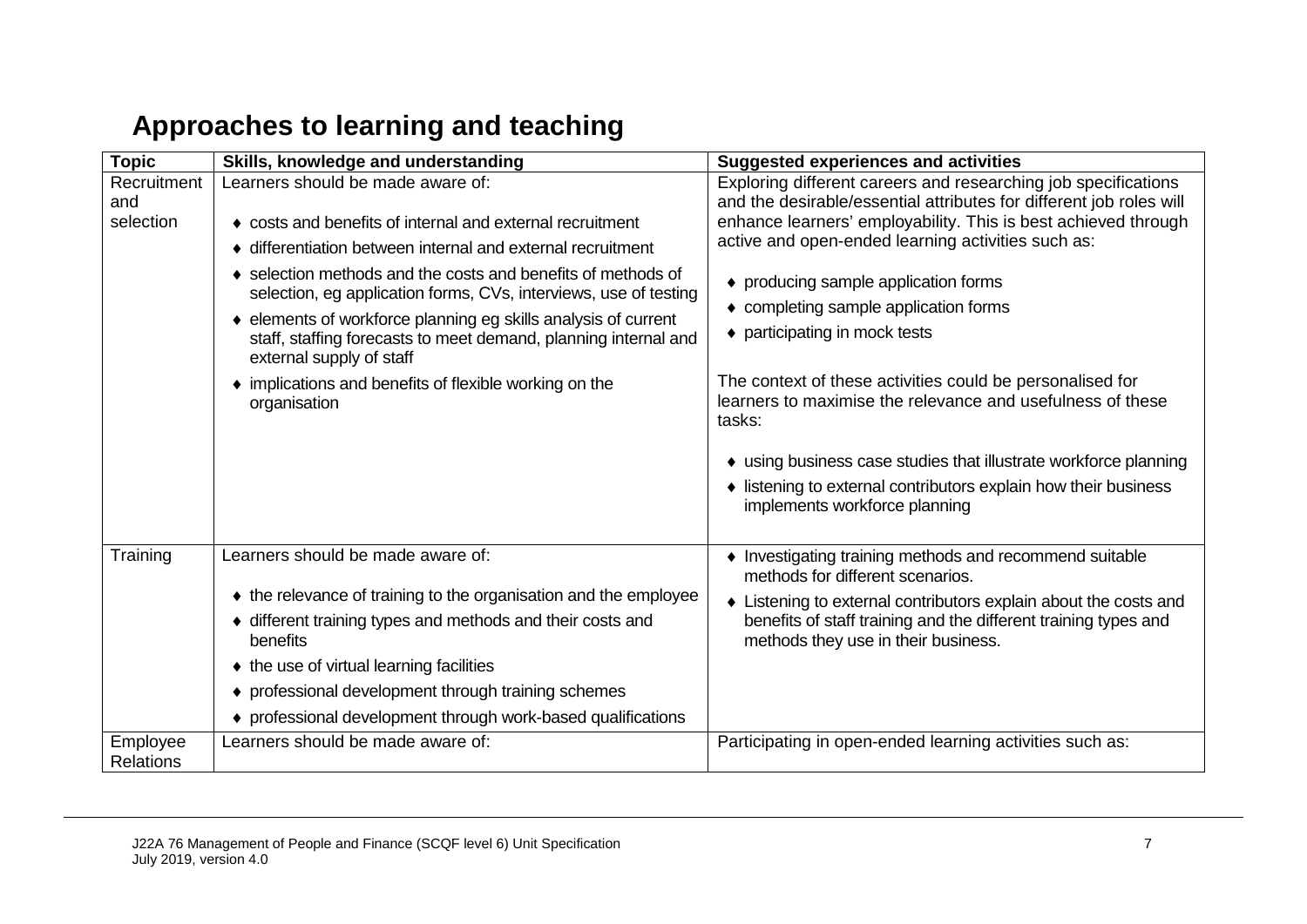## Approaches to learning and teaching

| Topic | Skills, knowledge and understanding | Suggested experiences and activities |
|---|---|---|
| Recruitment and selection | Learners should be made aware of:<br><br>♦ costs and benefits of internal and external recruitment<br>♦ differentiation between internal and external recruitment<br>♦ selection methods and the costs and benefits of methods of selection, eg application forms, CVs, interviews, use of testing<br>♦ elements of workforce planning eg skills analysis of current staff, staffing forecasts to meet demand, planning internal and external supply of staff<br>♦ implications and benefits of flexible working on the organisation | Exploring different careers and researching job specifications and the desirable/essential attributes for different job roles will enhance learners' employability. This is best achieved through active and open-ended learning activities such as:<br><br>♦ producing sample application forms<br>♦ completing sample application forms<br>♦ participating in mock tests<br><br>The context of these activities could be personalised for learners to maximise the relevance and usefulness of these tasks:<br><br>♦ using business case studies that illustrate workforce planning<br>♦ listening to external contributors explain how their business implements workforce planning |
| Training | Learners should be made aware of:<br><br>♦ the relevance of training to the organisation and the employee<br>♦ different training types and methods and their costs and benefits<br>♦ the use of virtual learning facilities<br>♦ professional development through training schemes<br>♦ professional development through work-based qualifications | ♦ Investigating training methods and recommend suitable methods for different scenarios.<br>♦ Listening to external contributors explain about the costs and benefits of staff training and the different training types and methods they use in their business. |
| Employee Relations | Learners should be made aware of: | Participating in open-ended learning activities such as: |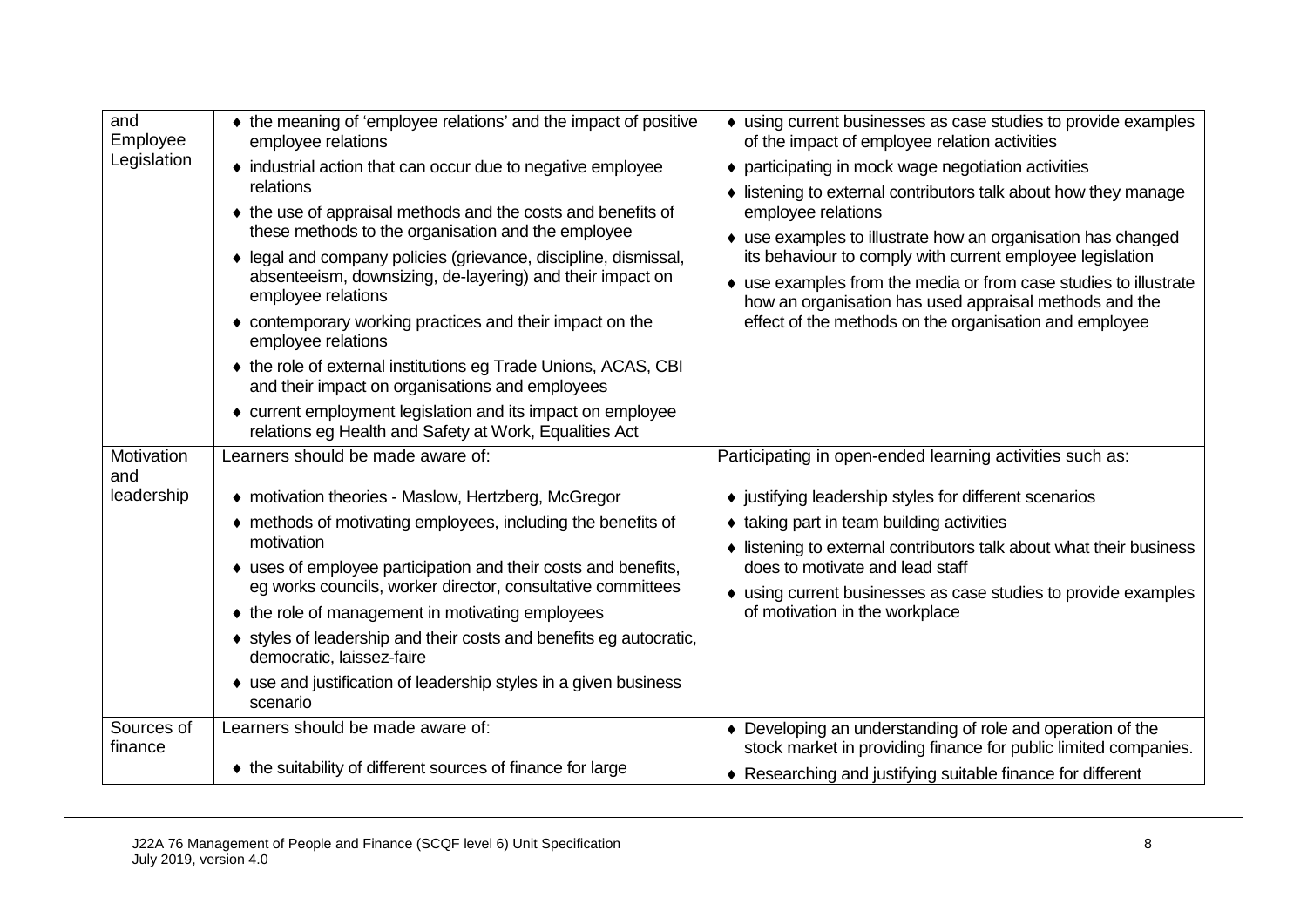| | | |
|---|---|---|
| and Employee Legislation | ♦ the meaning of 'employee relations' and the impact of positive employee relations<br>♦ industrial action that can occur due to negative employee relations<br>♦ the use of appraisal methods and the costs and benefits of these methods to the organisation and the employee<br>♦ legal and company policies (grievance, discipline, dismissal, absenteeism, downsizing, de-layering) and their impact on employee relations<br>♦ contemporary working practices and their impact on the employee relations<br>♦ the role of external institutions eg Trade Unions, ACAS, CBI and their impact on organisations and employees<br>♦ current employment legislation and its impact on employee relations eg Health and Safety at Work, Equalities Act | ♦ using current businesses as case studies to provide examples of the impact of employee relation activities<br>♦ participating in mock wage negotiation activities<br>♦ listening to external contributors talk about how they manage employee relations<br>♦ use examples to illustrate how an organisation has changed its behaviour to comply with current employee legislation<br>♦ use examples from the media or from case studies to illustrate how an organisation has used appraisal methods and the effect of the methods on the organisation and employee |
| Motivation and leadership | Learners should be made aware of:<br>♦ motivation theories - Maslow, Hertzberg, McGregor<br>♦ methods of motivating employees, including the benefits of motivation<br>♦ uses of employee participation and their costs and benefits, eg works councils, worker director, consultative committees<br>♦ the role of management in motivating employees<br>♦ styles of leadership and their costs and benefits eg autocratic, democratic, laissez-faire<br>♦ use and justification of leadership styles in a given business scenario | Participating in open-ended learning activities such as:<br>♦ justifying leadership styles for different scenarios<br>♦ taking part in team building activities<br>♦ listening to external contributors talk about what their business does to motivate and lead staff<br>♦ using current businesses as case studies to provide examples of motivation in the workplace |
| Sources of finance | Learners should be made aware of:<br>♦ the suitability of different sources of finance for large | ♦ Developing an understanding of role and operation of the stock market in providing finance for public limited companies.<br>♦ Researching and justifying suitable finance for different |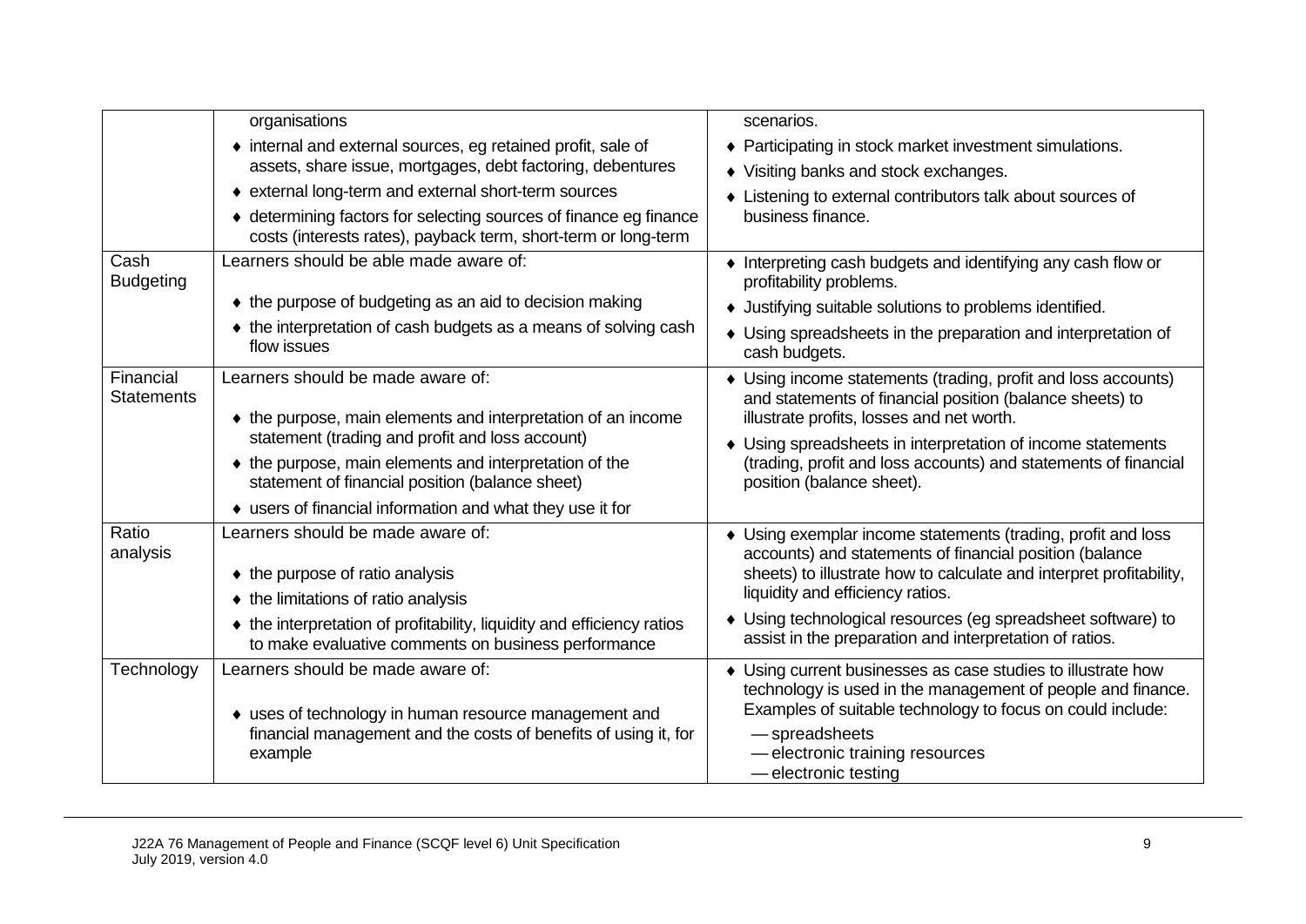| | | |
|---|---|---|
| | organisations<br>◆ internal and external sources, eg retained profit, sale of assets, share issue, mortgages, debt factoring, debentures<br>◆ external long-term and external short-term sources<br>◆ determining factors for selecting sources of finance eg finance costs (interests rates), payback term, short-term or long-term | scenarios.<br>◆ Participating in stock market investment simulations.<br>◆ Visiting banks and stock exchanges.<br>◆ Listening to external contributors talk about sources of business finance. |
| Cash Budgeting | Learners should be able made aware of:<br>◆ the purpose of budgeting as an aid to decision making<br>◆ the interpretation of cash budgets as a means of solving cash flow issues | ◆ Interpreting cash budgets and identifying any cash flow or profitability problems.<br>◆ Justifying suitable solutions to problems identified.<br>◆ Using spreadsheets in the preparation and interpretation of cash budgets. |
| Financial Statements | Learners should be made aware of:<br>◆ the purpose, main elements and interpretation of an income statement (trading and profit and loss account)<br>◆ the purpose, main elements and interpretation of the statement of financial position (balance sheet)<br>◆ users of financial information and what they use it for | ◆ Using income statements (trading, profit and loss accounts) and statements of financial position (balance sheets) to illustrate profits, losses and net worth.<br>◆ Using spreadsheets in interpretation of income statements (trading, profit and loss accounts) and statements of financial position (balance sheet). |
| Ratio analysis | Learners should be made aware of:<br>◆ the purpose of ratio analysis<br>◆ the limitations of ratio analysis<br>◆ the interpretation of profitability, liquidity and efficiency ratios to make evaluative comments on business performance | ◆ Using exemplar income statements (trading, profit and loss accounts) and statements of financial position (balance sheets) to illustrate how to calculate and interpret profitability, liquidity and efficiency ratios.<br>◆ Using technological resources (eg spreadsheet software) to assist in the preparation and interpretation of ratios. |
| Technology | Learners should be made aware of:<br>◆ uses of technology in human resource management and financial management and the costs of benefits of using it, for example | ◆ Using current businesses as case studies to illustrate how technology is used in the management of people and finance. Examples of suitable technology to focus on could include:<br>— spreadsheets<br>— electronic training resources<br>— electronic testing |

J22A 76 Management of People and Finance (SCQF level 6) Unit Specification
July 2019, version 4.0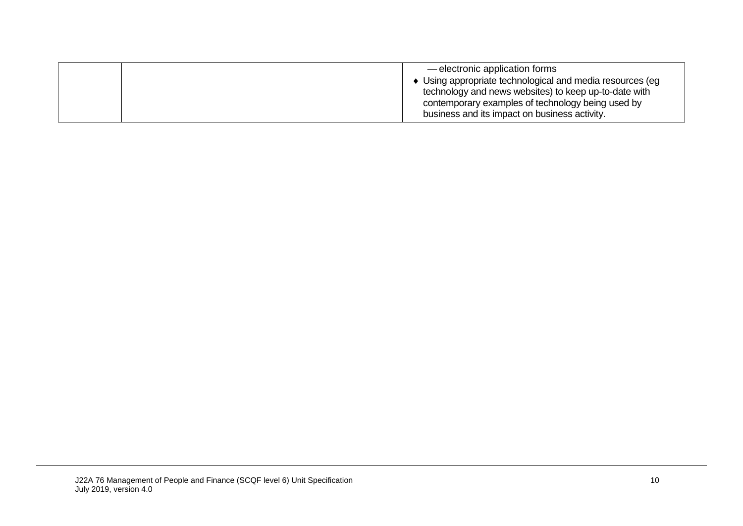| | | — electronic application forms<br>♦ Using appropriate technological and media resources (eg technology and news websites) to keep up-to-date with contemporary examples of technology being used by business and its impact on business activity. |
|---|---|---|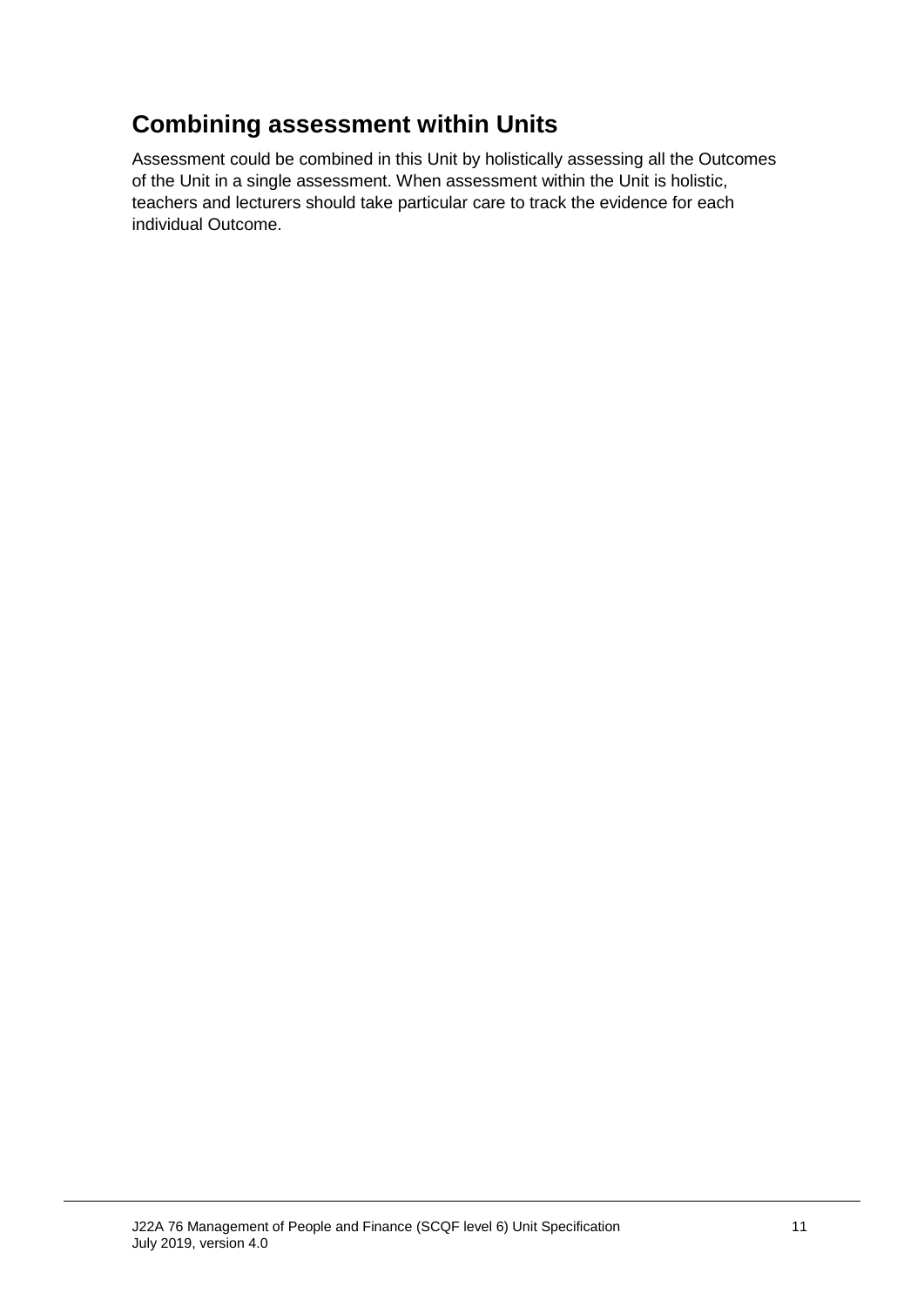## Combining assessment within Units

Assessment could be combined in this Unit by holistically assessing all the Outcomes of the Unit in a single assessment. When assessment within the Unit is holistic, teachers and lecturers should take particular care to track the evidence for each individual Outcome.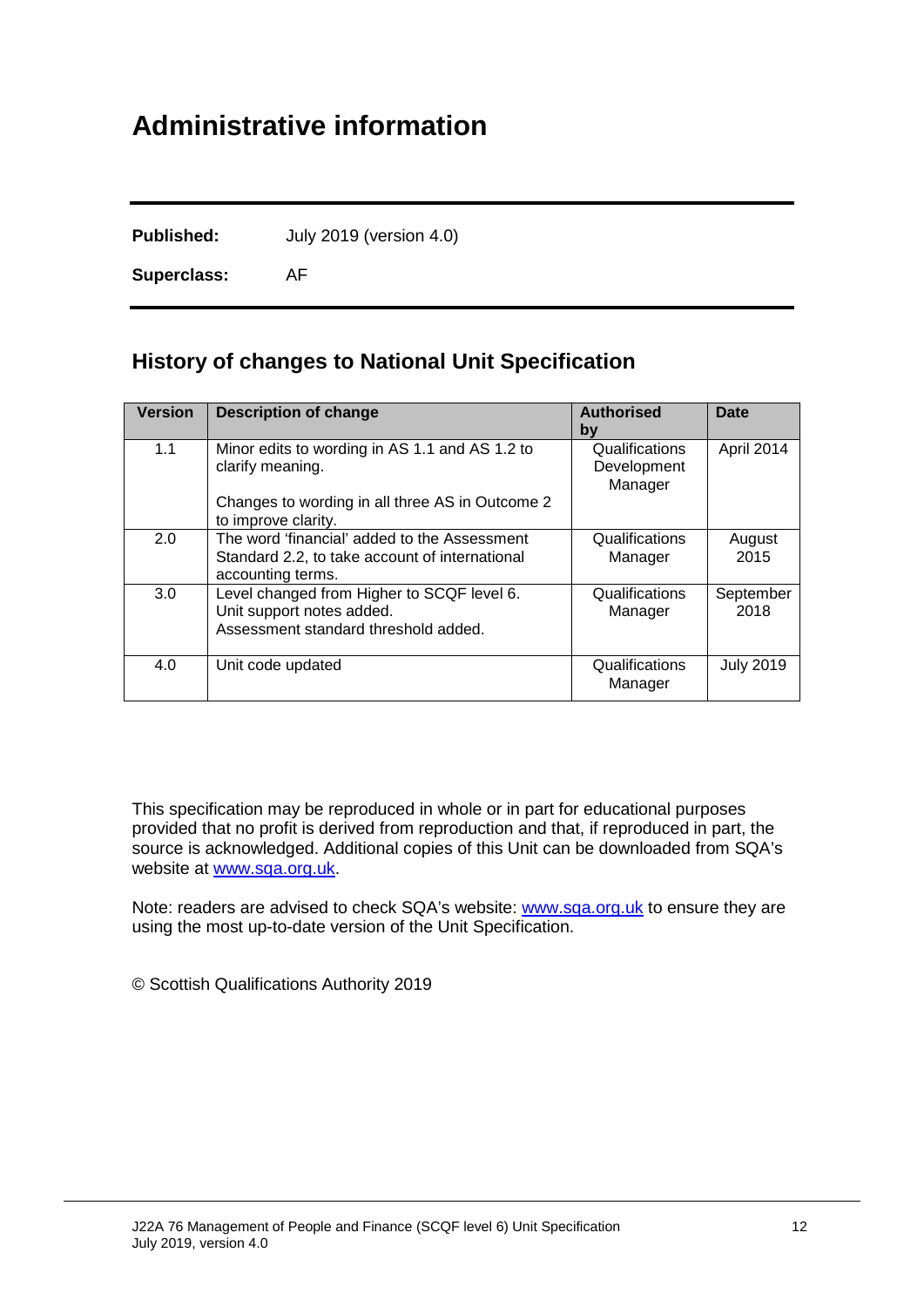# Administrative information

**Published:** July 2019 (version 4.0)

**Superclass:** AF

## History of changes to National Unit Specification

| Version | Description of change | Authorised by | Date |
|---|---|---|---|
| 1.1 | Minor edits to wording in AS 1.1 and AS 1.2 to clarify meaning.<br><br>Changes to wording in all three AS in Outcome 2 to improve clarity. | Qualifications Development Manager | April 2014 |
| 2.0 | The word 'financial' added to the Assessment Standard 2.2, to take account of international accounting terms. | Qualifications Manager | August 2015 |
| 3.0 | Level changed from Higher to SCQF level 6.<br>Unit support notes added.<br>Assessment standard threshold added. | Qualifications Manager | September 2018 |
| 4.0 | Unit code updated | Qualifications Manager | July 2019 |

This specification may be reproduced in whole or in part for educational purposes provided that no profit is derived from reproduction and that, if reproduced in part, the source is acknowledged. Additional copies of this Unit can be downloaded from SQA's website at www.sqa.org.uk.

Note: readers are advised to check SQA's website: www.sqa.org.uk to ensure they are using the most up-to-date version of the Unit Specification.

© Scottish Qualifications Authority 2019